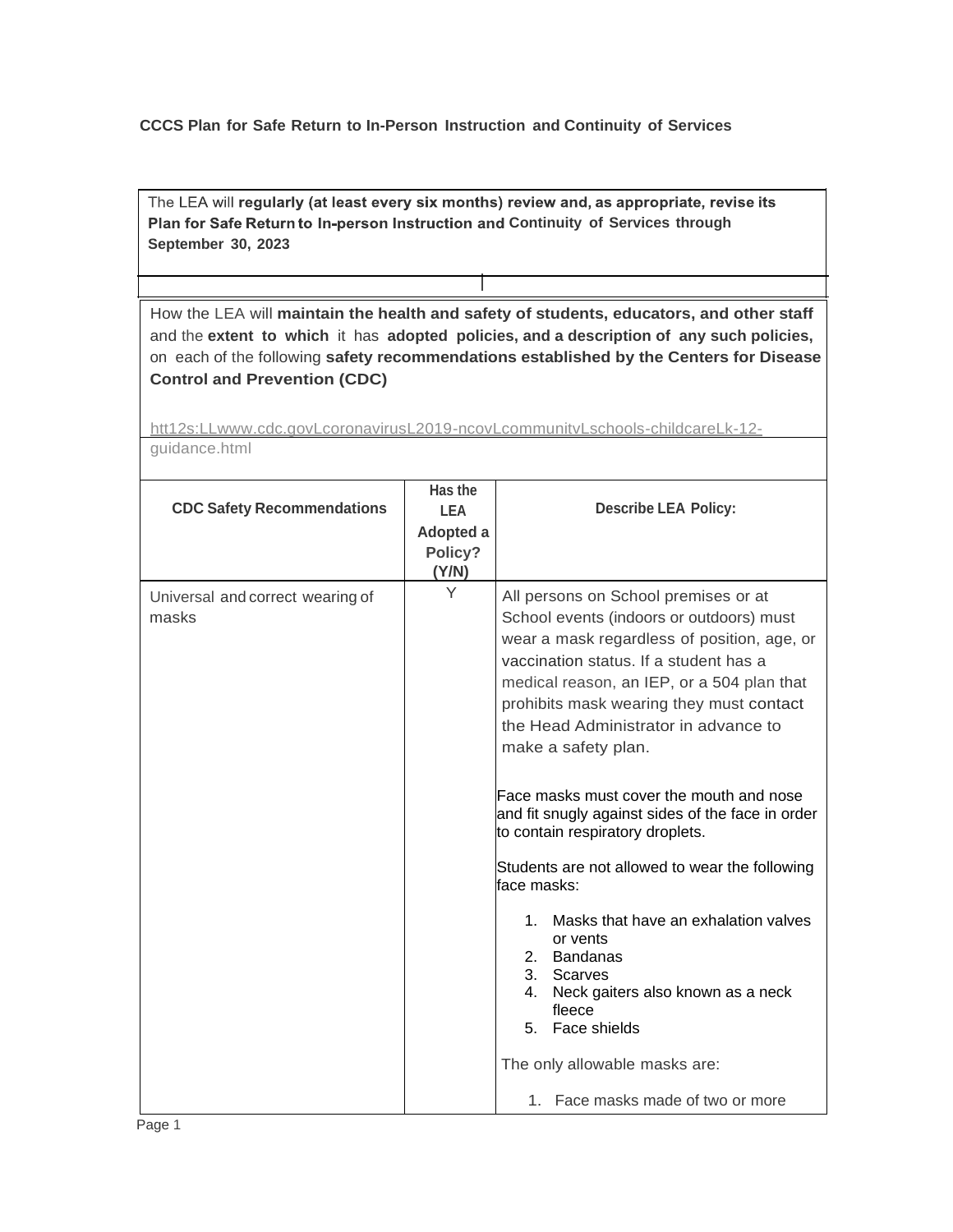**CCCS Plan for Safe Return to In-Person Instruction and Continuity of Services**

| The LEA will **regularly (at least every six months) review and, as appropriate, revise its Plan for Safe Return to In-person Instruction and Continuity of Services through September 30, 2023** |
|---|

How the LEA will **maintain the health and safety of students, educators, and other staff** and the **extent to which** it has **adopted policies, and a description of any such policies,** on each of the following **safety recommendations established by the Centers for Disease Control and Prevention (CDC)**

htt12s:LLwww.cdc.govLcoronavirusL2019-ncovLcommunitvLschools-childcareLk-12-guidance.html

| CDC Safety Recommendations | Has the LEA Adopted a Policy? (Y/N) | Describe LEA Policy: |
|---|---|---|
| Universal and correct wearing of masks | Y | All persons on School premises or at School events (indoors or outdoors) must wear a mask regardless of position, age, or vaccination status. If a student has a medical reason, an IEP, or a 504 plan that prohibits mask wearing they must contact the Head Administrator in advance to make a safety plan.<br><br>Face masks must cover the mouth and nose and fit snugly against sides of the face in order to contain respiratory droplets.<br><br>Students are not allowed to wear the following face masks:<br><br>1. Masks that have an exhalation valves or vents<br>2. Bandanas<br>3. Scarves<br>4. Neck gaiters also known as a neck fleece<br>5. Face shields<br><br>The only allowable masks are:<br><br>1. Face masks made of two or more |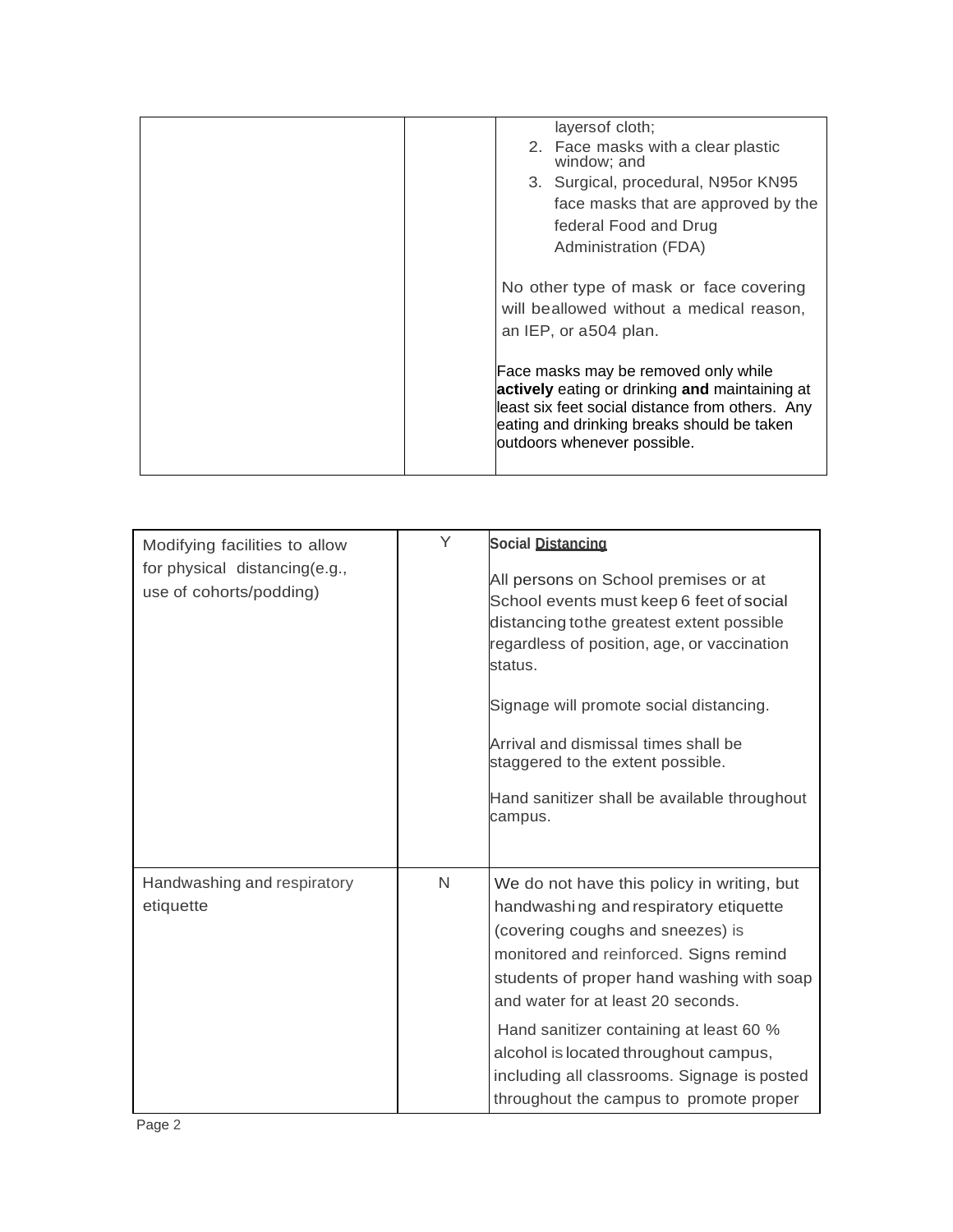| | | |
|---|---|---|
| | | layers of cloth;<br>2. Face masks with a clear plastic window; and<br>3. Surgical, procedural, N95 or KN95 face masks that are approved by the federal Food and Drug Administration (FDA)<br><br>No other type of mask or face covering will be allowed without a medical reason, an IEP, or a 504 plan.<br><br>Face masks may be removed only while **actively** eating or drinking **and** maintaining at least six feet social distance from others. Any eating and drinking breaks should be taken outdoors whenever possible. |

| | | |
|---|---|---|
| Modifying facilities to allow for physical distancing (e.g., use of cohorts/podding) | Y | **Social Distancing**<br><br>All persons on School premises or at School events must keep 6 feet of social distancing to the greatest extent possible regardless of position, age, or vaccination status.<br><br>Signage will promote social distancing.<br><br>Arrival and dismissal times shall be staggered to the extent possible.<br><br>Hand sanitizer shall be available throughout campus. |
| Handwashing and respiratory etiquette | N | We do not have this policy in writing, but handwashing and respiratory etiquette (covering coughs and sneezes) is monitored and reinforced. Signs remind students of proper hand washing with soap and water for at least 20 seconds.<br><br>Hand sanitizer containing at least 60 % alcohol is located throughout campus, including all classrooms. Signage is posted throughout the campus to promote proper |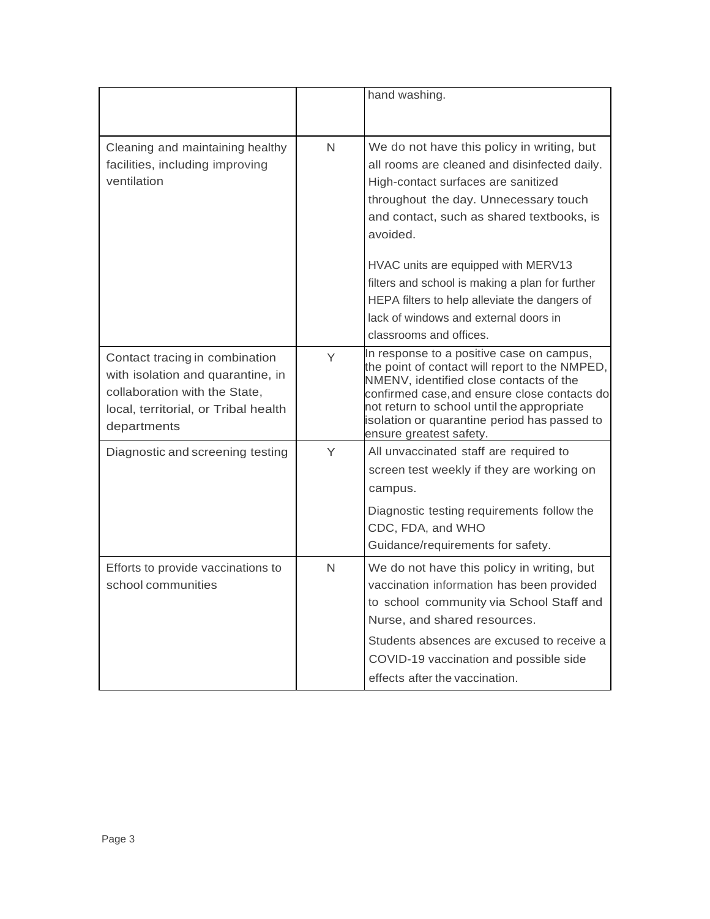| | | |
|---|---|---|
| | | hand washing. |
| Cleaning and maintaining healthy facilities, including improving ventilation | N | We do not have this policy in writing, but all rooms are cleaned and disinfected daily. High-contact surfaces are sanitized throughout the day. Unnecessary touch and contact, such as shared textbooks, is avoided.<br><br>HVAC units are equipped with MERV13 filters and school is making a plan for further HEPA filters to help alleviate the dangers of lack of windows and external doors in classrooms and offices. |
| Contact tracing in combination with isolation and quarantine, in collaboration with the State, local, territorial, or Tribal health departments | Y | In response to a positive case on campus, the point of contact will report to the NMPED, NMENV, identified close contacts of the confirmed case, and ensure close contacts do not return to school until the appropriate isolation or quarantine period has passed to ensure greatest safety. |
| Diagnostic and screening testing | Y | All unvaccinated staff are required to screen test weekly if they are working on campus.<br><br>Diagnostic testing requirements follow the CDC, FDA, and WHO Guidance/requirements for safety. |
| Efforts to provide vaccinations to school communities | N | We do not have this policy in writing, but vaccination information has been provided to school community via School Staff and Nurse, and shared resources.<br><br>Students absences are excused to receive a COVID-19 vaccination and possible side effects after the vaccination. |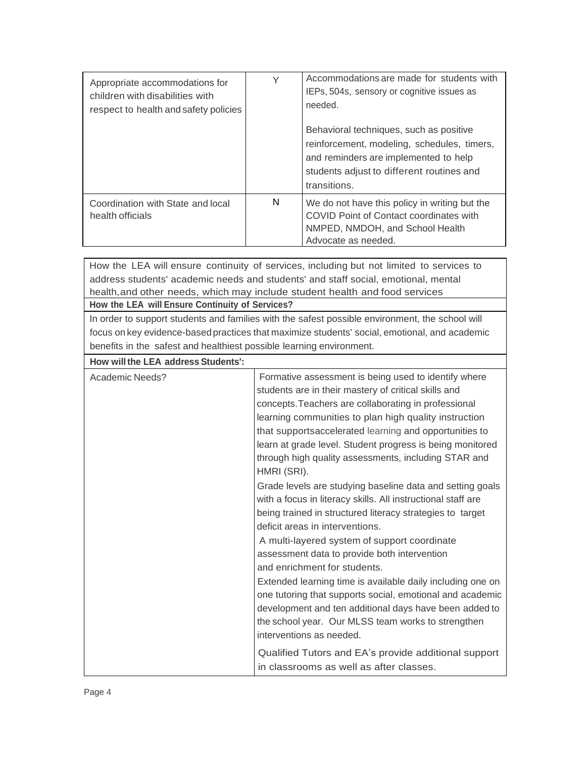| | | |
|---|---|---|
| Appropriate accommodations for children with disabilities with respect to health and safety policies | Y | Accommodations are made for students with IEPs, 504s, sensory or cognitive issues as needed.<br><br>Behavioral techniques, such as positive reinforcement, modeling, schedules, timers, and reminders are implemented to help students adjust to different routines and transitions. |
| Coordination with State and local health officials | N | We do not have this policy in writing but the COVID Point of Contact coordinates with NMPED, NMDOH, and School Health Advocate as needed. |

| How the LEA will ensure continuity of services, including but not limited to services to address students' academic needs and students' and staff social, emotional, mental health, and other needs, which may include student health and food services | |
|---|---|
| **How the LEA will Ensure Continuity of Services?** | |
| In order to support students and families with the safest possible environment, the school will focus on key evidence-based practices that maximize students' social, emotional, and academic benefits in the safest and healthiest possible learning environment. | |
| **How will the LEA address Students':** | |
| Academic Needs? | Formative assessment is being used to identify where students are in their mastery of critical skills and concepts. Teachers are collaborating in professional learning communities to plan high quality instruction that supportsaccelerated learning and opportunities to learn at grade level. Student progress is being monitored through high quality assessments, including STAR and HMRI (SRI).<br>Grade levels are studying baseline data and setting goals with a focus in literacy skills. All instructional staff are being trained in structured literacy strategies to target deficit areas in interventions.<br>A multi-layered system of support coordinate assessment data to provide both intervention and enrichment for students.<br>Extended learning time is available daily including one on one tutoring that supports social, emotional and academic development and ten additional days have been added to the school year. Our MLSS team works to strengthen interventions as needed.<br>Qualified Tutors and EA's provide additional support in classrooms as well as after classes. |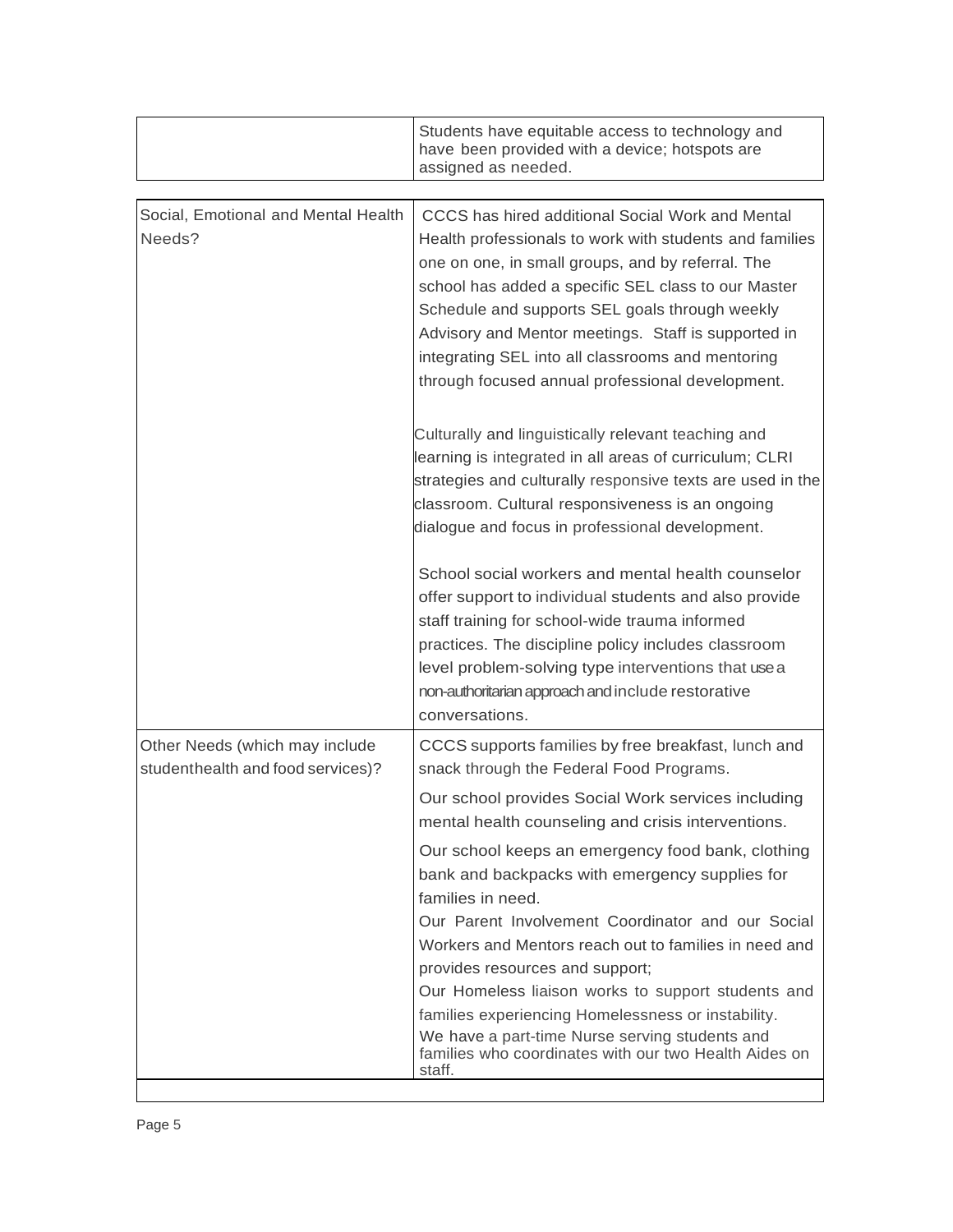| | |
|---|---|
| | Students have equitable access to technology and have been provided with a device; hotspots are assigned as needed. |
| Social, Emotional and Mental Health Needs? | CCCS has hired additional Social Work and Mental Health professionals to work with students and families one on one, in small groups, and by referral. The school has added a specific SEL class to our Master Schedule and supports SEL goals through weekly Advisory and Mentor meetings. Staff is supported in integrating SEL into all classrooms and mentoring through focused annual professional development.<br><br>Culturally and linguistically relevant teaching and learning is integrated in all areas of curriculum; CLRI strategies and culturally responsive texts are used in the classroom. Cultural responsiveness is an ongoing dialogue and focus in professional development.<br><br>School social workers and mental health counselor offer support to individual students and also provide staff training for school-wide trauma informed practices. The discipline policy includes classroom level problem-solving type interventions that use a non-authoritarian approach and include restorative conversations. |
| Other Needs (which may include studenthealth and food services)? | CCCS supports families by free breakfast, lunch and snack through the Federal Food Programs.<br><br>Our school provides Social Work services including mental health counseling and crisis interventions.<br><br>Our school keeps an emergency food bank, clothing bank and backpacks with emergency supplies for families in need.<br>Our Parent Involvement Coordinator and our Social Workers and Mentors reach out to families in need and provides resources and support;<br>Our Homeless liaison works to support students and families experiencing Homelessness or instability.<br>We have a part-time Nurse serving students and families who coordinates with our two Health Aides on staff. |
| | |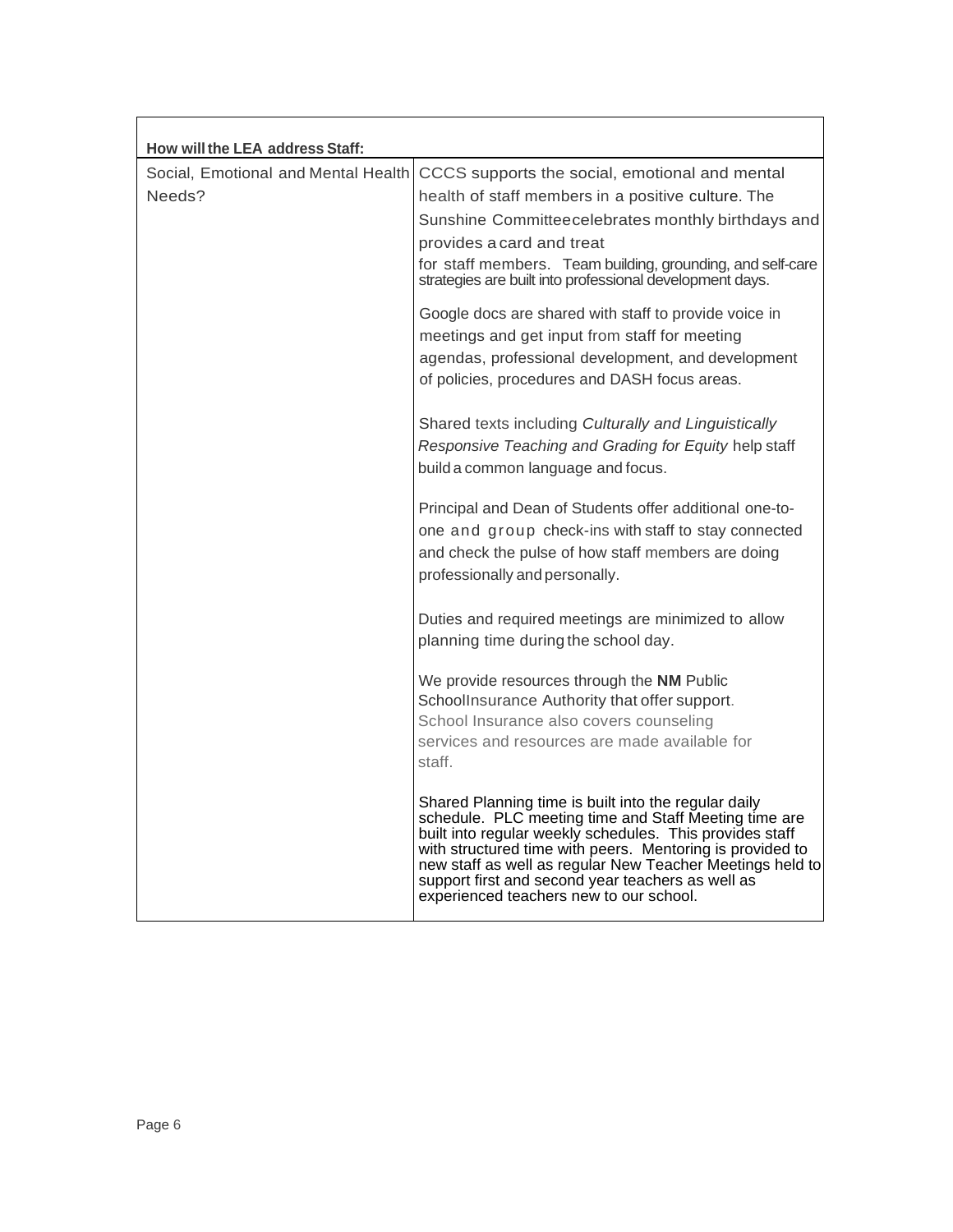| How will the LEA address Staff: | |
|---|---|
| Social, Emotional and Mental Health Needs? | CCCS supports the social, emotional and mental health of staff members in a positive culture. The Sunshine Committeecelebrates monthly birthdays and provides a card and treat for staff members. Team building, grounding, and self-care strategies are built into professional development days.<br><br>Google docs are shared with staff to provide voice in meetings and get input from staff for meeting agendas, professional development, and development of policies, procedures and DASH focus areas.<br><br>Shared texts including *Culturally and Linguistically Responsive Teaching and Grading for Equity* help staff build a common language and focus.<br><br>Principal and Dean of Students offer additional one-to-one and group check-ins with staff to stay connected and check the pulse of how staff members are doing professionally and personally.<br><br>Duties and required meetings are minimized to allow planning time during the school day.<br><br>We provide resources through the **NM** Public SchoolInsurance Authority that offer support. School Insurance also covers counseling services and resources are made available for staff.<br><br>Shared Planning time is built into the regular daily schedule. PLC meeting time and Staff Meeting time are built into regular weekly schedules. This provides staff with structured time with peers. Mentoring is provided to new staff as well as regular New Teacher Meetings held to support first and second year teachers as well as experienced teachers new to our school. |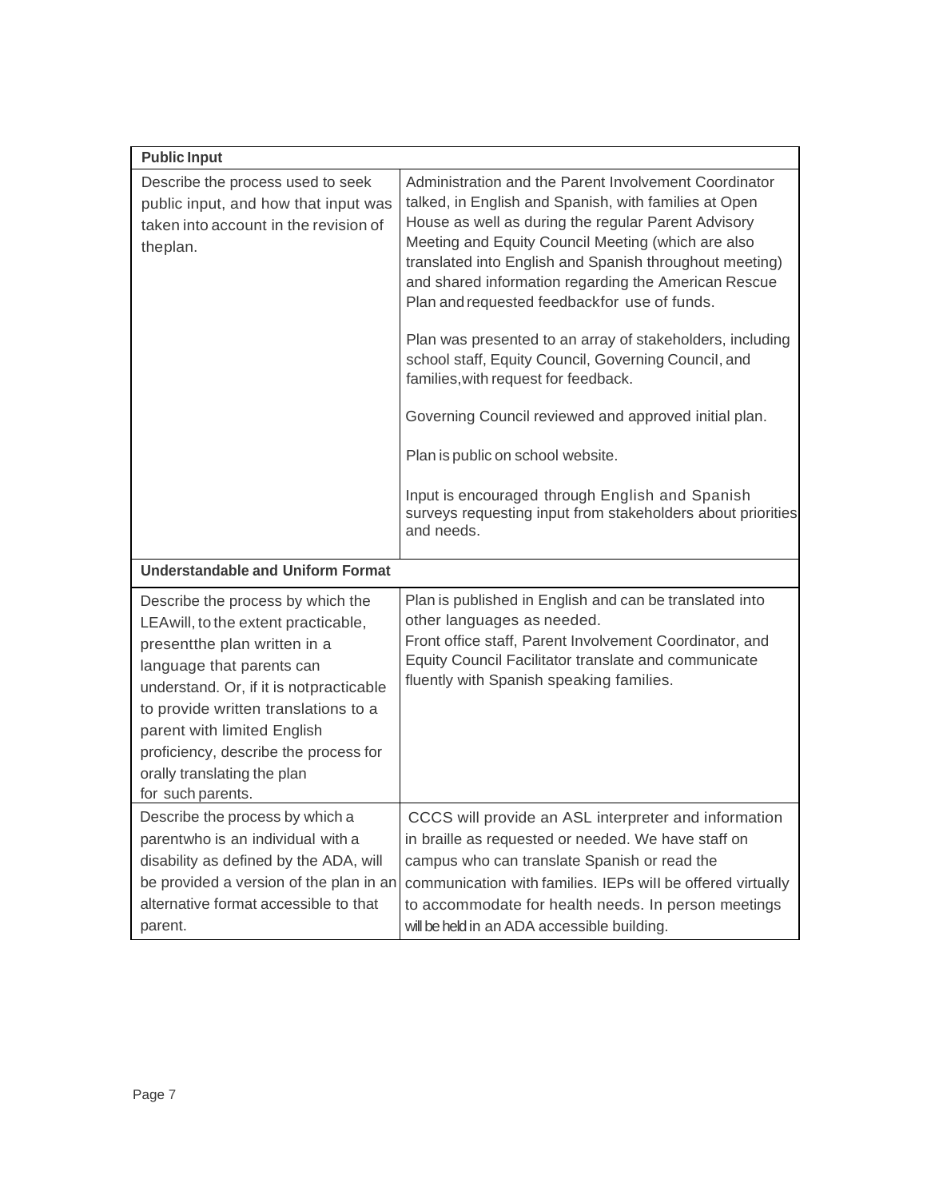| **Public Input** | |
|---|---|
| Describe the process used to seek public input, and how that input was taken into account in the revision of theplan. | Administration and the Parent Involvement Coordinator talked, in English and Spanish, with families at Open House as well as during the regular Parent Advisory Meeting and Equity Council Meeting (which are also translated into English and Spanish throughout meeting) and shared information regarding the American Rescue Plan and requested feedbackfor use of funds.<br><br>Plan was presented to an array of stakeholders, including school staff, Equity Council, Governing Council, and families,with request for feedback.<br><br>Governing Council reviewed and approved initial plan.<br><br>Plan is public on school website.<br><br>Input is encouraged through English and Spanish surveys requesting input from stakeholders about priorities and needs. |
| **Understandable and Uniform Format** | |
| Describe the process by which the LEAwill, to the extent practicable, presentthe plan written in a language that parents can understand. Or, if it is notpracticable to provide written translations to a parent with limited English proficiency, describe the process for orally translating the plan for such parents. | Plan is published in English and can be translated into other languages as needed.<br>Front office staff, Parent Involvement Coordinator, and Equity Council Facilitator translate and communicate fluently with Spanish speaking families. |
| Describe the process by which a parentwho is an individual with a disability as defined by the ADA, will be provided a version of the plan in an alternative format accessible to that parent. | CCCS will provide an ASL interpreter and information in braille as requested or needed. We have staff on campus who can translate Spanish or read the communication with families. IEPs will be offered virtually to accommodate for health needs. In person meetings will be held in an ADA accessible building. |